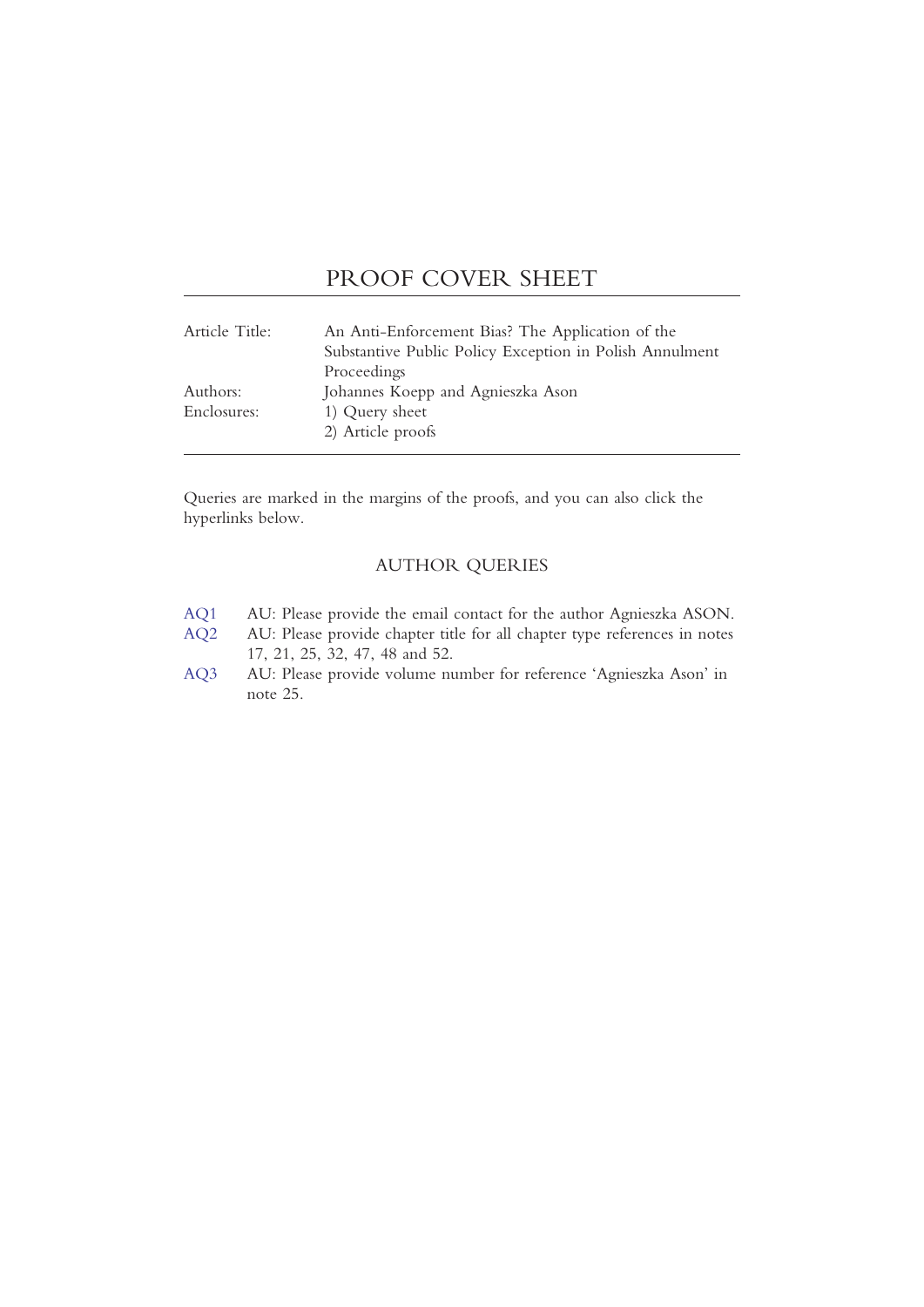# PROOF COVER SHEET

| | |
|---|---|
| Article Title: | An Anti-Enforcement Bias? The Application of the Substantive Public Policy Exception in Polish Annulment Proceedings |
| Authors: | Johannes Koepp and Agnieszka Ason |
| Enclosures: | 1) Query sheet<br>2) Article proofs |

Queries are marked in the margins of the proofs, and you can also click the hyperlinks below.

## AUTHOR QUERIES

AQ1 AU: Please provide the email contact for the author Agnieszka ASON.

AQ2 AU: Please provide chapter title for all chapter type references in notes 17, 21, 25, 32, 47, 48 and 52.

AQ3 AU: Please provide volume number for reference 'Agnieszka Ason' in note 25.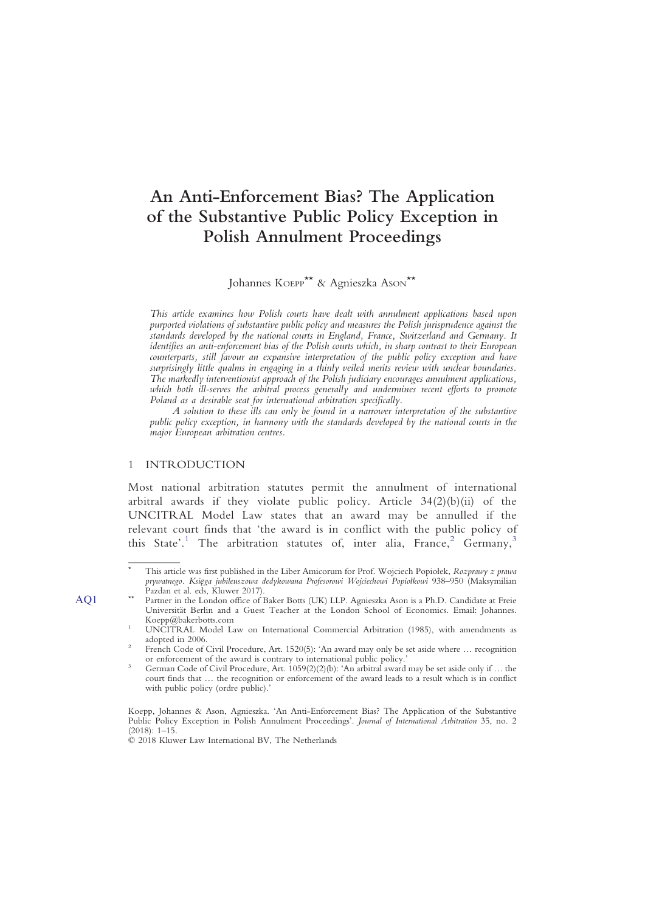# An Anti-Enforcement Bias? The Application of the Substantive Public Policy Exception in Polish Annulment Proceedings

Johannes KOEPP[**] & Agnieszka ASON[**]

*This article examines how Polish courts have dealt with annulment applications based upon purported violations of substantive public policy and measures the Polish jurisprudence against the standards developed by the national courts in England, France, Switzerland and Germany. It identifies an anti-enforcement bias of the Polish courts which, in sharp contrast to their European counterparts, still favour an expansive interpretation of the public policy exception and have surprisingly little qualms in engaging in a thinly veiled merits review with unclear boundaries. The markedly interventionist approach of the Polish judiciary encourages annulment applications, which both ill-serves the arbitral process generally and undermines recent efforts to promote Poland as a desirable seat for international arbitration specifically.*

*A solution to these ills can only be found in a narrower interpretation of the substantive public policy exception, in harmony with the standards developed by the national courts in the major European arbitration centres.*

## 1 INTRODUCTION

Most national arbitration statutes permit the annulment of international arbitral awards if they violate public policy. Article 34(2)(b)(ii) of the UNCITRAL Model Law states that an award may be annulled if the relevant court finds that 'the award is in conflict with the public policy of this State'.[1] The arbitration statutes of, inter alia, France,[2] Germany,[3]

---

[*] This article was first published in the Liber Amicorum for Prof. Wojciech Popiołek, *Rozprawy z prawa prywatnego. Księga jubileuszowa dedykowana Profesorowi Wojciechowi Popiołkowi* 938–950 (Maksymilian Pazdan et al. eds, Kluwer 2017).

[**] Partner in the London office of Baker Botts (UK) LLP. Agnieszka Ason is a Ph.D. Candidate at Freie Universität Berlin and a Guest Teacher at the London School of Economics. Email: Johannes.Koepp@bakerbotts.com

[1] UNCITRAL Model Law on International Commercial Arbitration (1985), with amendments as adopted in 2006.

[2] French Code of Civil Procedure, Art. 1520(5): 'An award may only be set aside where … recognition or enforcement of the award is contrary to international public policy.'

[3] German Code of Civil Procedure, Art. 1059(2)(2)(b): 'An arbitral award may be set aside only if … the court finds that … the recognition or enforcement of the award leads to a result which is in conflict with public policy (ordre public).'

Koepp, Johannes & Ason, Agnieszka. 'An Anti-Enforcement Bias? The Application of the Substantive Public Policy Exception in Polish Annulment Proceedings'. *Journal of International Arbitration* 35, no. 2 (2018): 1–15.

© 2018 Kluwer Law International BV, The Netherlands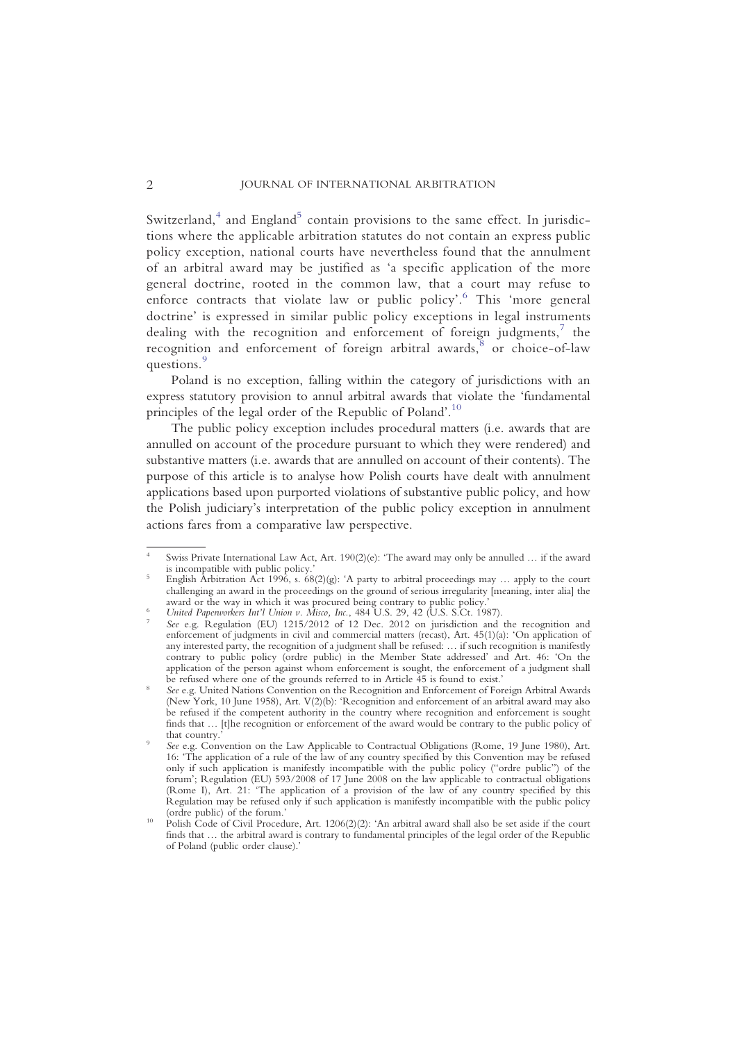Switzerland,[4] and England[5] contain provisions to the same effect. In jurisdictions where the applicable arbitration statutes do not contain an express public policy exception, national courts have nevertheless found that the annulment of an arbitral award may be justified as 'a specific application of the more general doctrine, rooted in the common law, that a court may refuse to enforce contracts that violate law or public policy'.[6] This 'more general doctrine' is expressed in similar public policy exceptions in legal instruments dealing with the recognition and enforcement of foreign judgments,[7] the recognition and enforcement of foreign arbitral awards,[8] or choice-of-law questions.[9]

Poland is no exception, falling within the category of jurisdictions with an express statutory provision to annul arbitral awards that violate the 'fundamental principles of the legal order of the Republic of Poland'.[10]

The public policy exception includes procedural matters (i.e. awards that are annulled on account of the procedure pursuant to which they were rendered) and substantive matters (i.e. awards that are annulled on account of their contents). The purpose of this article is to analyse how Polish courts have dealt with annulment applications based upon purported violations of substantive public policy, and how the Polish judiciary's interpretation of the public policy exception in annulment actions fares from a comparative law perspective.

---

[4] Swiss Private International Law Act, Art. 190(2)(e): 'The award may only be annulled … if the award is incompatible with public policy.'

[5] English Arbitration Act 1996, s. 68(2)(g): 'A party to arbitral proceedings may … apply to the court challenging an award in the proceedings on the ground of serious irregularity [meaning, inter alia] the award or the way in which it was procured being contrary to public policy.'

[6] *United Paperworkers Int'l Union v. Misco, Inc.*, 484 U.S. 29, 42 (U.S. S.Ct. 1987).

[7] *See* e.g. Regulation (EU) 1215/2012 of 12 Dec. 2012 on jurisdiction and the recognition and enforcement of judgments in civil and commercial matters (recast), Art. 45(1)(a): 'On application of any interested party, the recognition of a judgment shall be refused: … if such recognition is manifestly contrary to public policy (ordre public) in the Member State addressed' and Art. 46: 'On the application of the person against whom enforcement is sought, the enforcement of a judgment shall be refused where one of the grounds referred to in Article 45 is found to exist.'

[8] *See* e.g. United Nations Convention on the Recognition and Enforcement of Foreign Arbitral Awards (New York, 10 June 1958), Art. V(2)(b): 'Recognition and enforcement of an arbitral award may also be refused if the competent authority in the country where recognition and enforcement is sought finds that … [t]he recognition or enforcement of the award would be contrary to the public policy of that country.'

[9] *See* e.g. Convention on the Law Applicable to Contractual Obligations (Rome, 19 June 1980), Art. 16: 'The application of a rule of the law of any country specified by this Convention may be refused only if such application is manifestly incompatible with the public policy ("ordre public") of the forum'; Regulation (EU) 593/2008 of 17 June 2008 on the law applicable to contractual obligations (Rome I), Art. 21: 'The application of a provision of the law of any country specified by this Regulation may be refused only if such application is manifestly incompatible with the public policy (ordre public) of the forum.'

[10] Polish Code of Civil Procedure, Art. 1206(2)(2): 'An arbitral award shall also be set aside if the court finds that … the arbitral award is contrary to fundamental principles of the legal order of the Republic of Poland (public order clause).'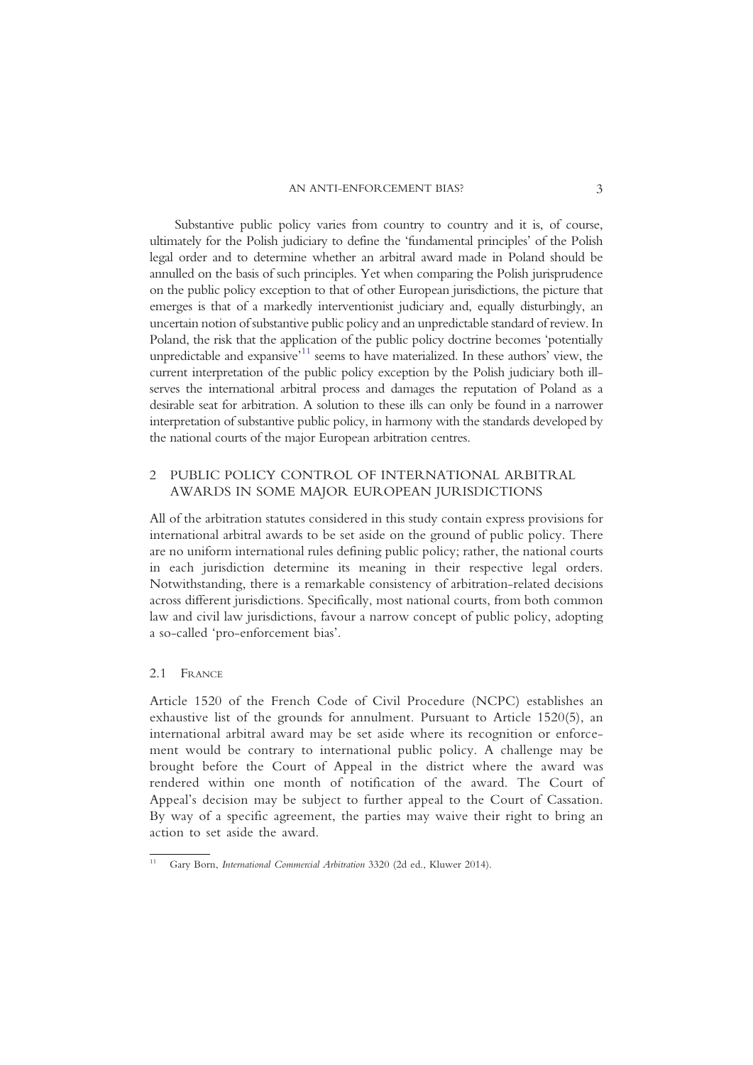Substantive public policy varies from country to country and it is, of course, ultimately for the Polish judiciary to define the 'fundamental principles' of the Polish legal order and to determine whether an arbitral award made in Poland should be annulled on the basis of such principles. Yet when comparing the Polish jurisprudence on the public policy exception to that of other European jurisdictions, the picture that emerges is that of a markedly interventionist judiciary and, equally disturbingly, an uncertain notion of substantive public policy and an unpredictable standard of review. In Poland, the risk that the application of the public policy doctrine becomes 'potentially unpredictable and expansive'[11] seems to have materialized. In these authors' view, the current interpretation of the public policy exception by the Polish judiciary both ill-serves the international arbitral process and damages the reputation of Poland as a desirable seat for arbitration. A solution to these ills can only be found in a narrower interpretation of substantive public policy, in harmony with the standards developed by the national courts of the major European arbitration centres.

## 2 PUBLIC POLICY CONTROL OF INTERNATIONAL ARBITRAL AWARDS IN SOME MAJOR EUROPEAN JURISDICTIONS

All of the arbitration statutes considered in this study contain express provisions for international arbitral awards to be set aside on the ground of public policy. There are no uniform international rules defining public policy; rather, the national courts in each jurisdiction determine its meaning in their respective legal orders. Notwithstanding, there is a remarkable consistency of arbitration-related decisions across different jurisdictions. Specifically, most national courts, from both common law and civil law jurisdictions, favour a narrow concept of public policy, adopting a so-called 'pro-enforcement bias'.

### 2.1 France

Article 1520 of the French Code of Civil Procedure (NCPC) establishes an exhaustive list of the grounds for annulment. Pursuant to Article 1520(5), an international arbitral award may be set aside where its recognition or enforcement would be contrary to international public policy. A challenge may be brought before the Court of Appeal in the district where the award was rendered within one month of notification of the award. The Court of Appeal's decision may be subject to further appeal to the Court of Cassation. By way of a specific agreement, the parties may waive their right to bring an action to set aside the award.

---

[11] Gary Born, *International Commercial Arbitration* 3320 (2d ed., Kluwer 2014).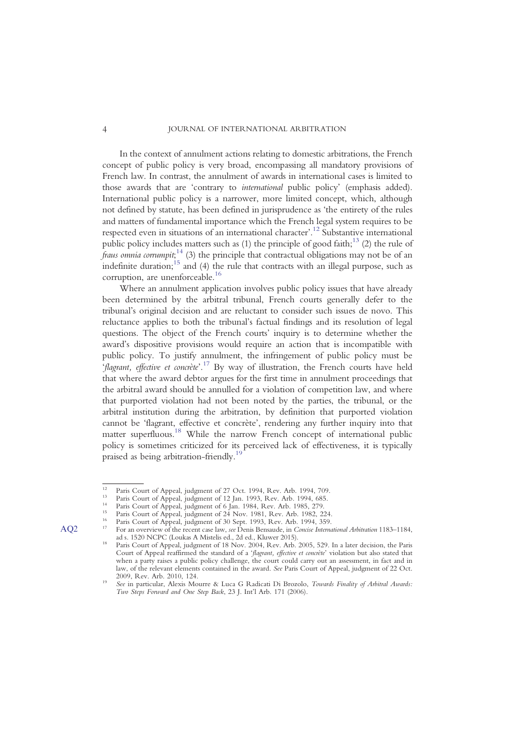In the context of annulment actions relating to domestic arbitrations, the French concept of public policy is very broad, encompassing all mandatory provisions of French law. In contrast, the annulment of awards in international cases is limited to those awards that are 'contrary to *international* public policy' (emphasis added). International public policy is a narrower, more limited concept, which, although not defined by statute, has been defined in jurisprudence as 'the entirety of the rules and matters of fundamental importance which the French legal system requires to be respected even in situations of an international character'.[12] Substantive international public policy includes matters such as (1) the principle of good faith;[13] (2) the rule of *fraus omnia corrumpit*;[14] (3) the principle that contractual obligations may not be of an indefinite duration;[15] and (4) the rule that contracts with an illegal purpose, such as corruption, are unenforceable.[16]

Where an annulment application involves public policy issues that have already been determined by the arbitral tribunal, French courts generally defer to the tribunal's original decision and are reluctant to consider such issues de novo. This reluctance applies to both the tribunal's factual findings and its resolution of legal questions. The object of the French courts' inquiry is to determine whether the award's dispositive provisions would require an action that is incompatible with public policy. To justify annulment, the infringement of public policy must be '*flagrant, effective et concrète*'.[17] By way of illustration, the French courts have held that where the award debtor argues for the first time in annulment proceedings that the arbitral award should be annulled for a violation of competition law, and where that purported violation had not been noted by the parties, the tribunal, or the arbitral institution during the arbitration, by definition that purported violation cannot be 'flagrant, effective et concrète', rendering any further inquiry into that matter superfluous.[18] While the narrow French concept of international public policy is sometimes criticized for its perceived lack of effectiveness, it is typically praised as being arbitration-friendly.[19]

---

[12] Paris Court of Appeal, judgment of 27 Oct. 1994, Rev. Arb. 1994, 709.

[13] Paris Court of Appeal, judgment of 12 Jan. 1993, Rev. Arb. 1994, 685.

[14] Paris Court of Appeal, judgment of 6 Jan. 1984, Rev. Arb. 1985, 279.

[15] Paris Court of Appeal, judgment of 24 Nov. 1981, Rev. Arb. 1982, 224.

[16] Paris Court of Appeal, judgment of 30 Sept. 1993, Rev. Arb. 1994, 359.

[17] For an overview of the recent case law, *see* Denis Bensaude, in *Concise International Arbitration* 1183–1184, ad s. 1520 NCPC (Loukas A Mistelis ed., 2d ed., Kluwer 2015).

[18] Paris Court of Appeal, judgment of 18 Nov. 2004, Rev. Arb. 2005, 529. In a later decision, the Paris Court of Appeal reaffirmed the standard of a '*flagrant, effective et concrète*' violation but also stated that when a party raises a public policy challenge, the court could carry out an assessment, in fact and in law, of the relevant elements contained in the award. *See* Paris Court of Appeal, judgment of 22 Oct. 2009, Rev. Arb. 2010, 124.

[19] *See* in particular, Alexis Mourre & Luca G Radicati Di Brozolo, *Towards Finality of Arbitral Awards: Two Steps Forward and One Step Back*, 23 J. Int'l Arb. 171 (2006).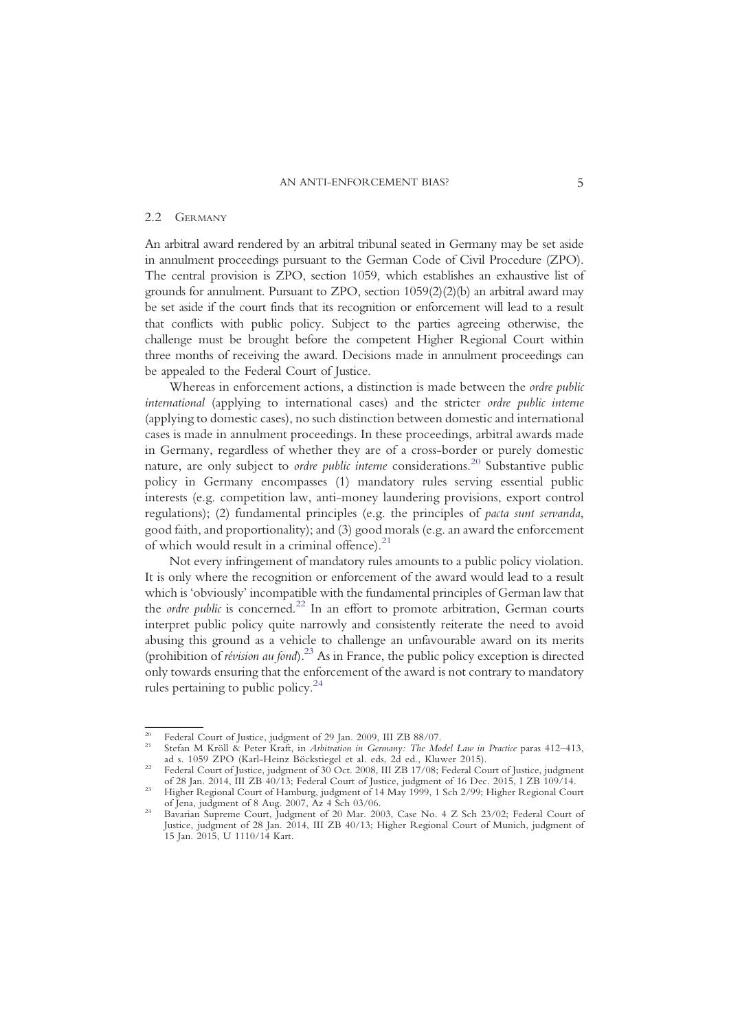## 2.2 Germany

An arbitral award rendered by an arbitral tribunal seated in Germany may be set aside in annulment proceedings pursuant to the German Code of Civil Procedure (ZPO). The central provision is ZPO, section 1059, which establishes an exhaustive list of grounds for annulment. Pursuant to ZPO, section 1059(2)(2)(b) an arbitral award may be set aside if the court finds that its recognition or enforcement will lead to a result that conflicts with public policy. Subject to the parties agreeing otherwise, the challenge must be brought before the competent Higher Regional Court within three months of receiving the award. Decisions made in annulment proceedings can be appealed to the Federal Court of Justice.

Whereas in enforcement actions, a distinction is made between the *ordre public international* (applying to international cases) and the stricter *ordre public interne* (applying to domestic cases), no such distinction between domestic and international cases is made in annulment proceedings. In these proceedings, arbitral awards made in Germany, regardless of whether they are of a cross-border or purely domestic nature, are only subject to *ordre public interne* considerations.[20] Substantive public policy in Germany encompasses (1) mandatory rules serving essential public interests (e.g. competition law, anti-money laundering provisions, export control regulations); (2) fundamental principles (e.g. the principles of *pacta sunt servanda*, good faith, and proportionality); and (3) good morals (e.g. an award the enforcement of which would result in a criminal offence).[21]

Not every infringement of mandatory rules amounts to a public policy violation. It is only where the recognition or enforcement of the award would lead to a result which is 'obviously' incompatible with the fundamental principles of German law that the *ordre public* is concerned.[22] In an effort to promote arbitration, German courts interpret public policy quite narrowly and consistently reiterate the need to avoid abusing this ground as a vehicle to challenge an unfavourable award on its merits (prohibition of *révision au fond*).[23] As in France, the public policy exception is directed only towards ensuring that the enforcement of the award is not contrary to mandatory rules pertaining to public policy.[24]

---

[20] Federal Court of Justice, judgment of 29 Jan. 2009, III ZB 88/07.

[21] Stefan M Kröll & Peter Kraft, in *Arbitration in Germany: The Model Law in Practice* paras 412–413, ad s. 1059 ZPO (Karl-Heinz Böckstiegel et al. eds, 2d ed., Kluwer 2015).

[22] Federal Court of Justice, judgment of 30 Oct. 2008, III ZB 17/08; Federal Court of Justice, judgment of 28 Jan. 2014, III ZB 40/13; Federal Court of Justice, judgment of 16 Dec. 2015, I ZB 109/14.

[23] Higher Regional Court of Hamburg, judgment of 14 May 1999, 1 Sch 2/99; Higher Regional Court of Jena, judgment of 8 Aug. 2007, Az 4 Sch 03/06.

[24] Bavarian Supreme Court, Judgment of 20 Mar. 2003, Case No. 4 Z Sch 23/02; Federal Court of Justice, judgment of 28 Jan. 2014, III ZB 40/13; Higher Regional Court of Munich, judgment of 15 Jan. 2015, U 1110/14 Kart.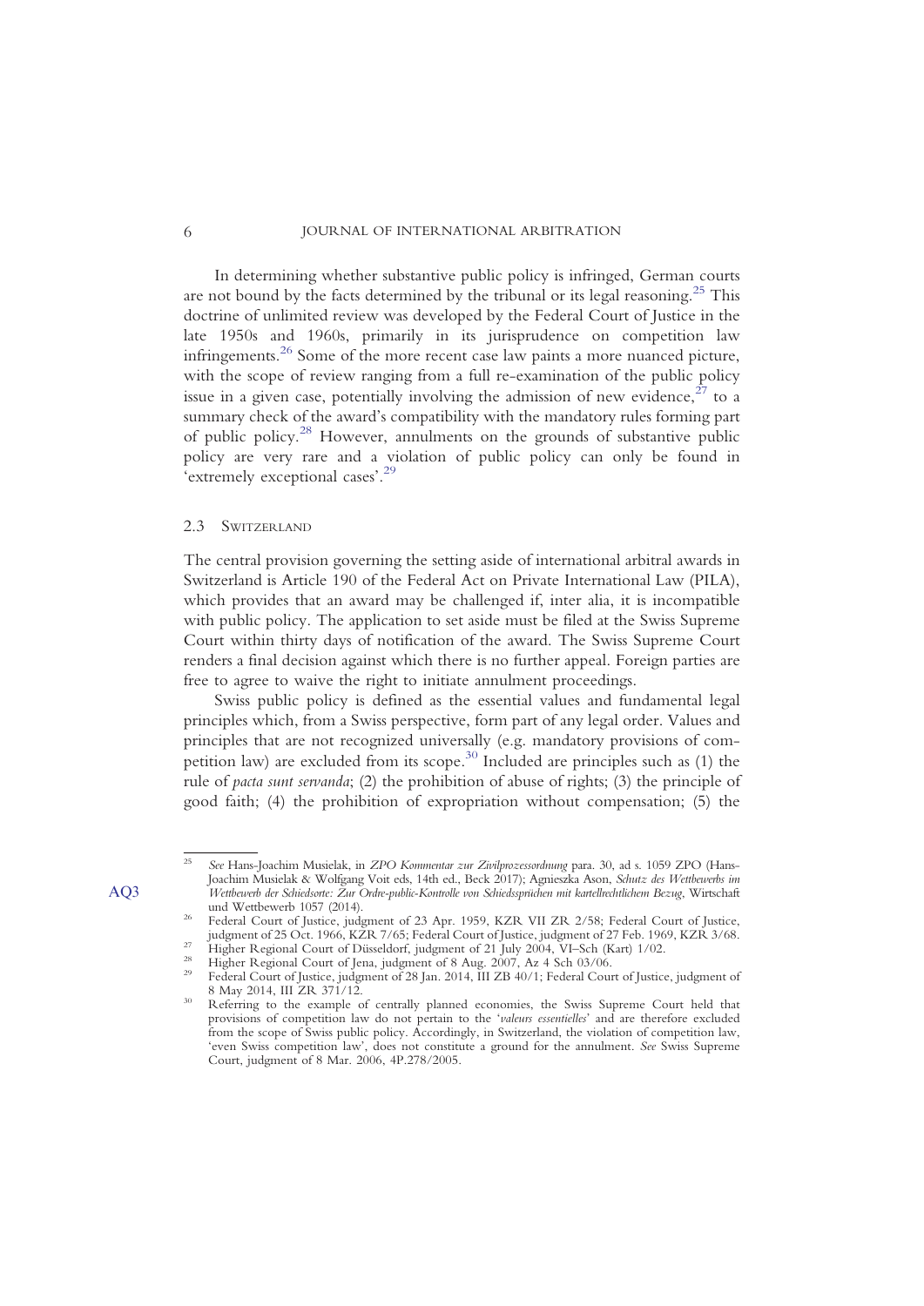In determining whether substantive public policy is infringed, German courts are not bound by the facts determined by the tribunal or its legal reasoning.[25] This doctrine of unlimited review was developed by the Federal Court of Justice in the late 1950s and 1960s, primarily in its jurisprudence on competition law infringements.[26] Some of the more recent case law paints a more nuanced picture, with the scope of review ranging from a full re-examination of the public policy issue in a given case, potentially involving the admission of new evidence,[27] to a summary check of the award's compatibility with the mandatory rules forming part of public policy.[28] However, annulments on the grounds of substantive public policy are very rare and a violation of public policy can only be found in 'extremely exceptional cases'.[29]

### 2.3 Switzerland

The central provision governing the setting aside of international arbitral awards in Switzerland is Article 190 of the Federal Act on Private International Law (PILA), which provides that an award may be challenged if, inter alia, it is incompatible with public policy. The application to set aside must be filed at the Swiss Supreme Court within thirty days of notification of the award. The Swiss Supreme Court renders a final decision against which there is no further appeal. Foreign parties are free to agree to waive the right to initiate annulment proceedings.

Swiss public policy is defined as the essential values and fundamental legal principles which, from a Swiss perspective, form part of any legal order. Values and principles that are not recognized universally (e.g. mandatory provisions of competition law) are excluded from its scope.[30] Included are principles such as (1) the rule of *pacta sunt servanda*; (2) the prohibition of abuse of rights; (3) the principle of good faith; (4) the prohibition of expropriation without compensation; (5) the

---

[25] *See* Hans-Joachim Musielak, in *ZPO Kommentar zur Zivilprozessordnung* para. 30, ad s. 1059 ZPO (Hans-Joachim Musielak & Wolfgang Voit eds, 14th ed., Beck 2017); Agnieszka Ason, *Schutz des Wettbewerbs im Wettbewerb der Schiedsorte: Zur Ordre-public-Kontrolle von Schiedssprüchen mit kartellrechtlichem Bezug*, Wirtschaft und Wettbewerb 1057 (2014).

[26] Federal Court of Justice, judgment of 23 Apr. 1959, KZR VII ZR 2/58; Federal Court of Justice, judgment of 25 Oct. 1966, KZR 7/65; Federal Court of Justice, judgment of 27 Feb. 1969, KZR 3/68.

[27] Higher Regional Court of Düsseldorf, judgment of 21 July 2004, VI–Sch (Kart) 1/02.

[28] Higher Regional Court of Jena, judgment of 8 Aug. 2007, Az 4 Sch 03/06.

[29] Federal Court of Justice, judgment of 28 Jan. 2014, III ZB 40/1; Federal Court of Justice, judgment of 8 May 2014, III ZR 371/12.

[30] Referring to the example of centrally planned economies, the Swiss Supreme Court held that provisions of competition law do not pertain to the '*valeurs essentielles*' and are therefore excluded from the scope of Swiss public policy. Accordingly, in Switzerland, the violation of competition law, 'even Swiss competition law', does not constitute a ground for the annulment. *See* Swiss Supreme Court, judgment of 8 Mar. 2006, 4P.278/2005.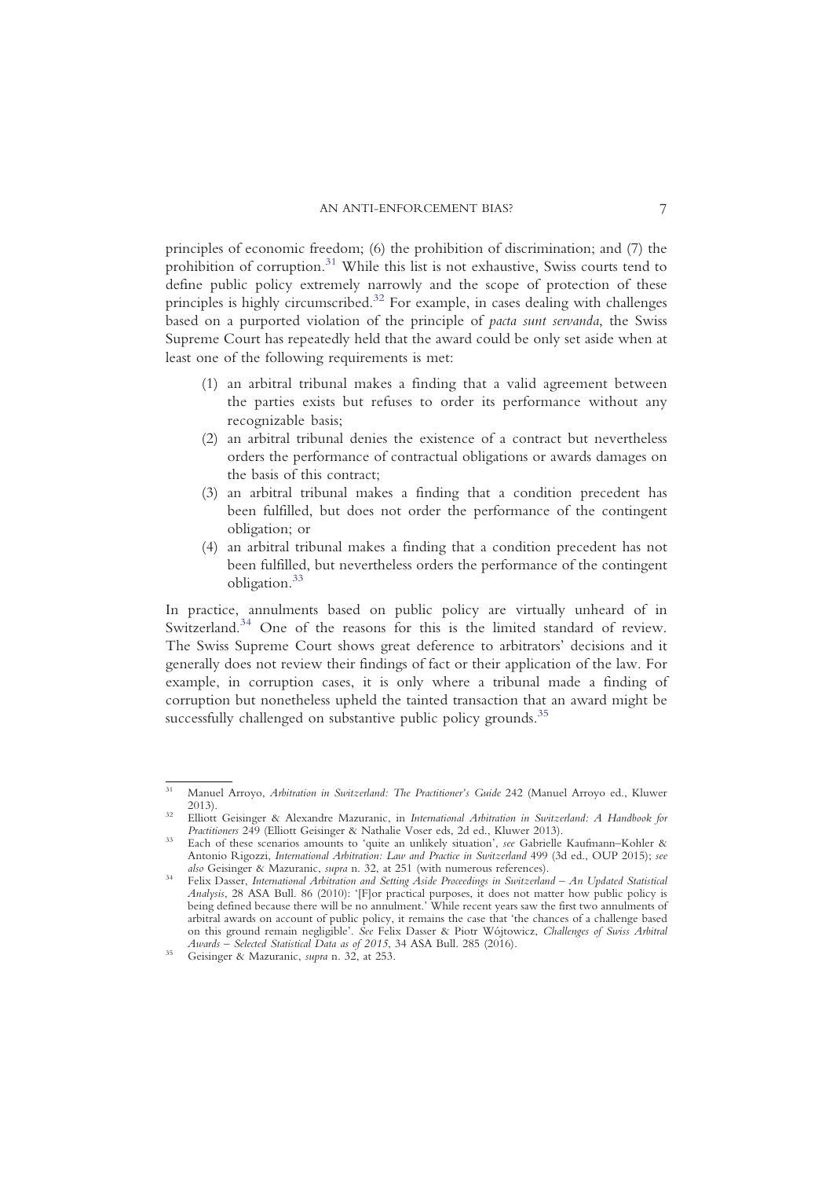principles of economic freedom; (6) the prohibition of discrimination; and (7) the prohibition of corruption.[31] While this list is not exhaustive, Swiss courts tend to define public policy extremely narrowly and the scope of protection of these principles is highly circumscribed.[32] For example, in cases dealing with challenges based on a purported violation of the principle of *pacta sunt servanda*, the Swiss Supreme Court has repeatedly held that the award could be only set aside when at least one of the following requirements is met:

(1) an arbitral tribunal makes a finding that a valid agreement between the parties exists but refuses to order its performance without any recognizable basis;
(2) an arbitral tribunal denies the existence of a contract but nevertheless orders the performance of contractual obligations or awards damages on the basis of this contract;
(3) an arbitral tribunal makes a finding that a condition precedent has been fulfilled, but does not order the performance of the contingent obligation; or
(4) an arbitral tribunal makes a finding that a condition precedent has not been fulfilled, but nevertheless orders the performance of the contingent obligation.[33]

In practice, annulments based on public policy are virtually unheard of in Switzerland.[34] One of the reasons for this is the limited standard of review. The Swiss Supreme Court shows great deference to arbitrators' decisions and it generally does not review their findings of fact or their application of the law. For example, in corruption cases, it is only where a tribunal made a finding of corruption but nonetheless upheld the tainted transaction that an award might be successfully challenged on substantive public policy grounds.[35]

---

[31] Manuel Arroyo, *Arbitration in Switzerland: The Practitioner's Guide* 242 (Manuel Arroyo ed., Kluwer 2013).

[32] Elliott Geisinger & Alexandre Mazuranic, in *International Arbitration in Switzerland: A Handbook for Practitioners* 249 (Elliott Geisinger & Nathalie Voser eds, 2d ed., Kluwer 2013).

[33] Each of these scenarios amounts to 'quite an unlikely situation', *see* Gabrielle Kaufmann–Kohler & Antonio Rigozzi, *International Arbitration: Law and Practice in Switzerland* 499 (3d ed., OUP 2015); *see also* Geisinger & Mazuranic, *supra* n. 32, at 251 (with numerous references).

[34] Felix Dasser, *International Arbitration and Setting Aside Proceedings in Switzerland – An Updated Statistical Analysis*, 28 ASA Bull. 86 (2010): '[F]or practical purposes, it does not matter how public policy is being defined because there will be no annulment.' While recent years saw the first two annulments of arbitral awards on account of public policy, it remains the case that 'the chances of a challenge based on this ground remain negligible'. *See* Felix Dasser & Piotr Wójtowicz, *Challenges of Swiss Arbitral Awards – Selected Statistical Data as of 2015*, 34 ASA Bull. 285 (2016).

[35] Geisinger & Mazuranic, *supra* n. 32, at 253.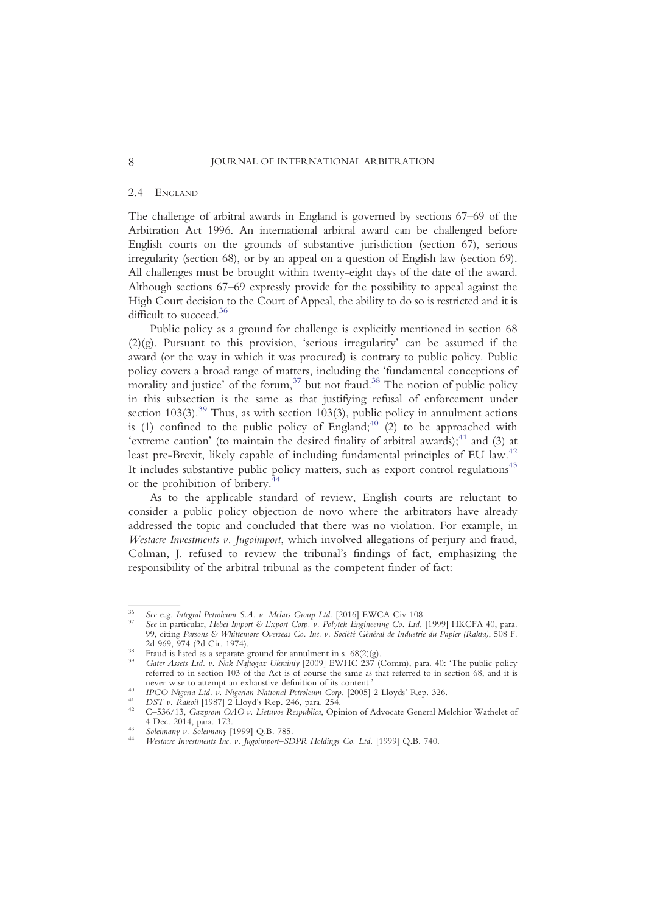## 2.4 England

The challenge of arbitral awards in England is governed by sections 67–69 of the Arbitration Act 1996. An international arbitral award can be challenged before English courts on the grounds of substantive jurisdiction (section 67), serious irregularity (section 68), or by an appeal on a question of English law (section 69). All challenges must be brought within twenty-eight days of the date of the award. Although sections 67–69 expressly provide for the possibility to appeal against the High Court decision to the Court of Appeal, the ability to do so is restricted and it is difficult to succeed.[36]

Public policy as a ground for challenge is explicitly mentioned in section 68 (2)(g). Pursuant to this provision, 'serious irregularity' can be assumed if the award (or the way in which it was procured) is contrary to public policy. Public policy covers a broad range of matters, including the 'fundamental conceptions of morality and justice' of the forum,[37] but not fraud.[38] The notion of public policy in this subsection is the same as that justifying refusal of enforcement under section 103(3).[39] Thus, as with section 103(3), public policy in annulment actions is (1) confined to the public policy of England;[40] (2) to be approached with 'extreme caution' (to maintain the desired finality of arbitral awards);[41] and (3) at least pre-Brexit, likely capable of including fundamental principles of EU law.[42] It includes substantive public policy matters, such as export control regulations[43] or the prohibition of bribery.[44]

As to the applicable standard of review, English courts are reluctant to consider a public policy objection de novo where the arbitrators have already addressed the topic and concluded that there was no violation. For example, in *Westacre Investments v. Jugoimport*, which involved allegations of perjury and fraud, Colman, J. refused to review the tribunal's findings of fact, emphasizing the responsibility of the arbitral tribunal as the competent finder of fact:

---

[36] *See* e.g. *Integral Petroleum S.A. v. Melars Group Ltd.* [2016] EWCA Civ 108.

[37] *See* in particular, *Hebei Import & Export Corp. v. Polytek Engineering Co. Ltd.* [1999] HKCFA 40, para. 99, citing *Parsons & Whittemore Overseas Co. Inc. v. Société Général de Industrie du Papier (Rakta)*, 508 F. 2d 969, 974 (2d Cir. 1974).

[38] Fraud is listed as a separate ground for annulment in s. 68(2)(g).

[39] *Gater Assets Ltd. v. Nak Naftogaz Ukrainiy* [2009] EWHC 237 (Comm), para. 40: 'The public policy referred to in section 103 of the Act is of course the same as that referred to in section 68, and it is never wise to attempt an exhaustive definition of its content.'

[40] *IPCO Nigeria Ltd. v. Nigerian National Petroleum Corp.* [2005] 2 Lloyds' Rep. 326.

[41] *DST v. Rakoil* [1987] 2 Lloyd's Rep. 246, para. 254.

[42] C–536/13, *Gazprom OAO v. Lietuvos Respublica*, Opinion of Advocate General Melchior Wathelet of 4 Dec. 2014, para. 173.

[43] *Soleimany v. Soleimany* [1999] Q.B. 785.

[44] *Westacre Investments Inc. v. Jugoimport–SDPR Holdings Co. Ltd.* [1999] Q.B. 740.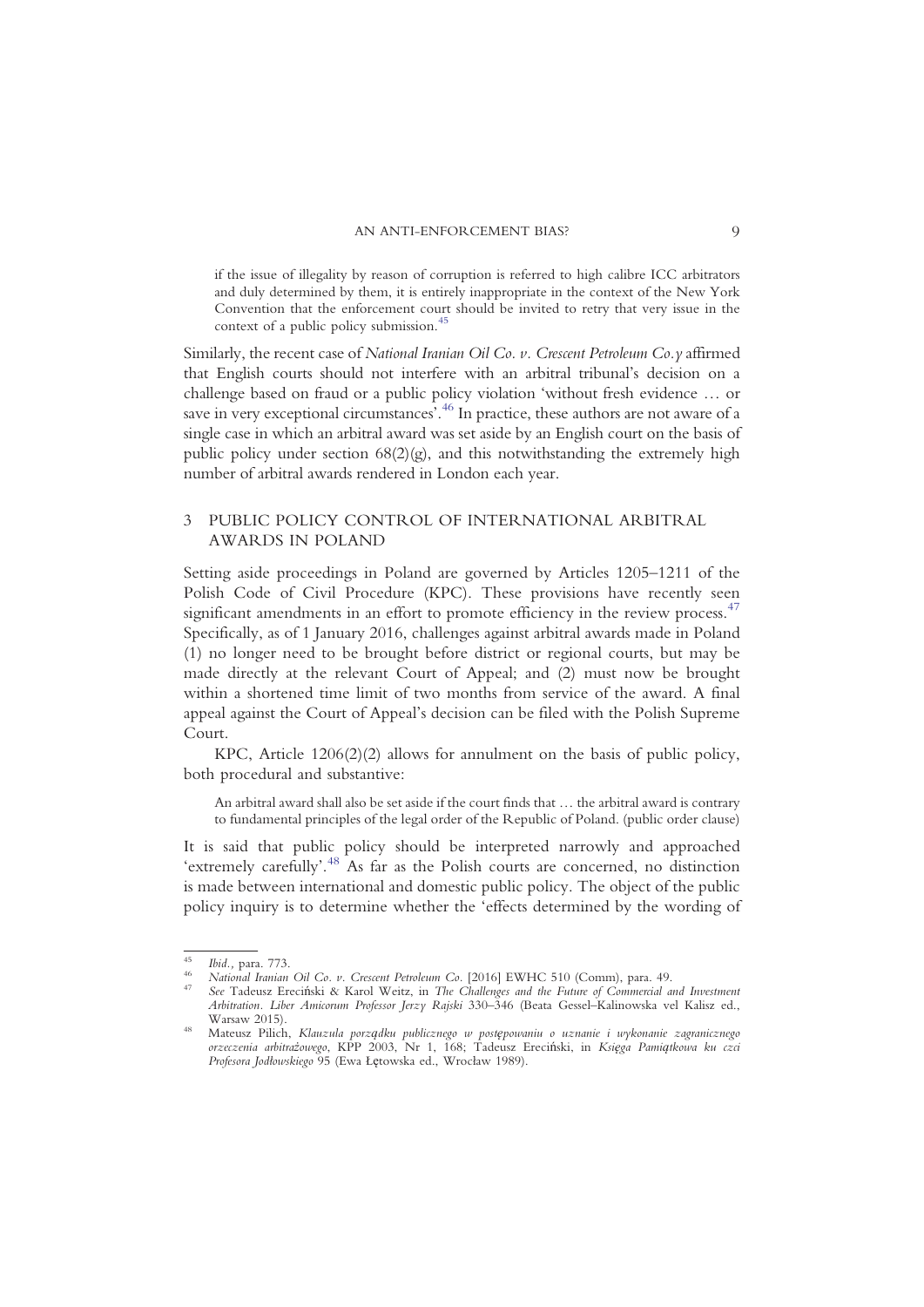if the issue of illegality by reason of corruption is referred to high calibre ICC arbitrators and duly determined by them, it is entirely inappropriate in the context of the New York Convention that the enforcement court should be invited to retry that very issue in the context of a public policy submission.[45]

Similarly, the recent case of *National Iranian Oil Co. v. Crescent Petroleum Co.y* affirmed that English courts should not interfere with an arbitral tribunal's decision on a challenge based on fraud or a public policy violation 'without fresh evidence … or save in very exceptional circumstances'.[46] In practice, these authors are not aware of a single case in which an arbitral award was set aside by an English court on the basis of public policy under section 68(2)(g), and this notwithstanding the extremely high number of arbitral awards rendered in London each year.

## 3 PUBLIC POLICY CONTROL OF INTERNATIONAL ARBITRAL AWARDS IN POLAND

Setting aside proceedings in Poland are governed by Articles 1205–1211 of the Polish Code of Civil Procedure (KPC). These provisions have recently seen significant amendments in an effort to promote efficiency in the review process.[47] Specifically, as of 1 January 2016, challenges against arbitral awards made in Poland (1) no longer need to be brought before district or regional courts, but may be made directly at the relevant Court of Appeal; and (2) must now be brought within a shortened time limit of two months from service of the award. A final appeal against the Court of Appeal's decision can be filed with the Polish Supreme Court.

KPC, Article 1206(2)(2) allows for annulment on the basis of public policy, both procedural and substantive:

> An arbitral award shall also be set aside if the court finds that … the arbitral award is contrary to fundamental principles of the legal order of the Republic of Poland. (public order clause)

It is said that public policy should be interpreted narrowly and approached 'extremely carefully'.[48] As far as the Polish courts are concerned, no distinction is made between international and domestic public policy. The object of the public policy inquiry is to determine whether the 'effects determined by the wording of

---

[45] *Ibid.*, para. 773.

[46] *National Iranian Oil Co. v. Crescent Petroleum Co.* [2016] EWHC 510 (Comm), para. 49.

[47] *See* Tadeusz Ereciński & Karol Weitz, in *The Challenges and the Future of Commercial and Investment Arbitration. Liber Amicorum Professor Jerzy Rajski* 330–346 (Beata Gessel–Kalinowska vel Kalisz ed., Warsaw 2015).

[48] Mateusz Pilich, *Klauzula porządku publicznego w postępowaniu o uznanie i wykonanie zagranicznego orzeczenia arbitrażowego*, KPP 2003, Nr 1, 168; Tadeusz Ereciński, in *Księga Pamiątkowa ku czci Profesora Jodłowskiego* 95 (Ewa Łętowska ed., Wrocław 1989).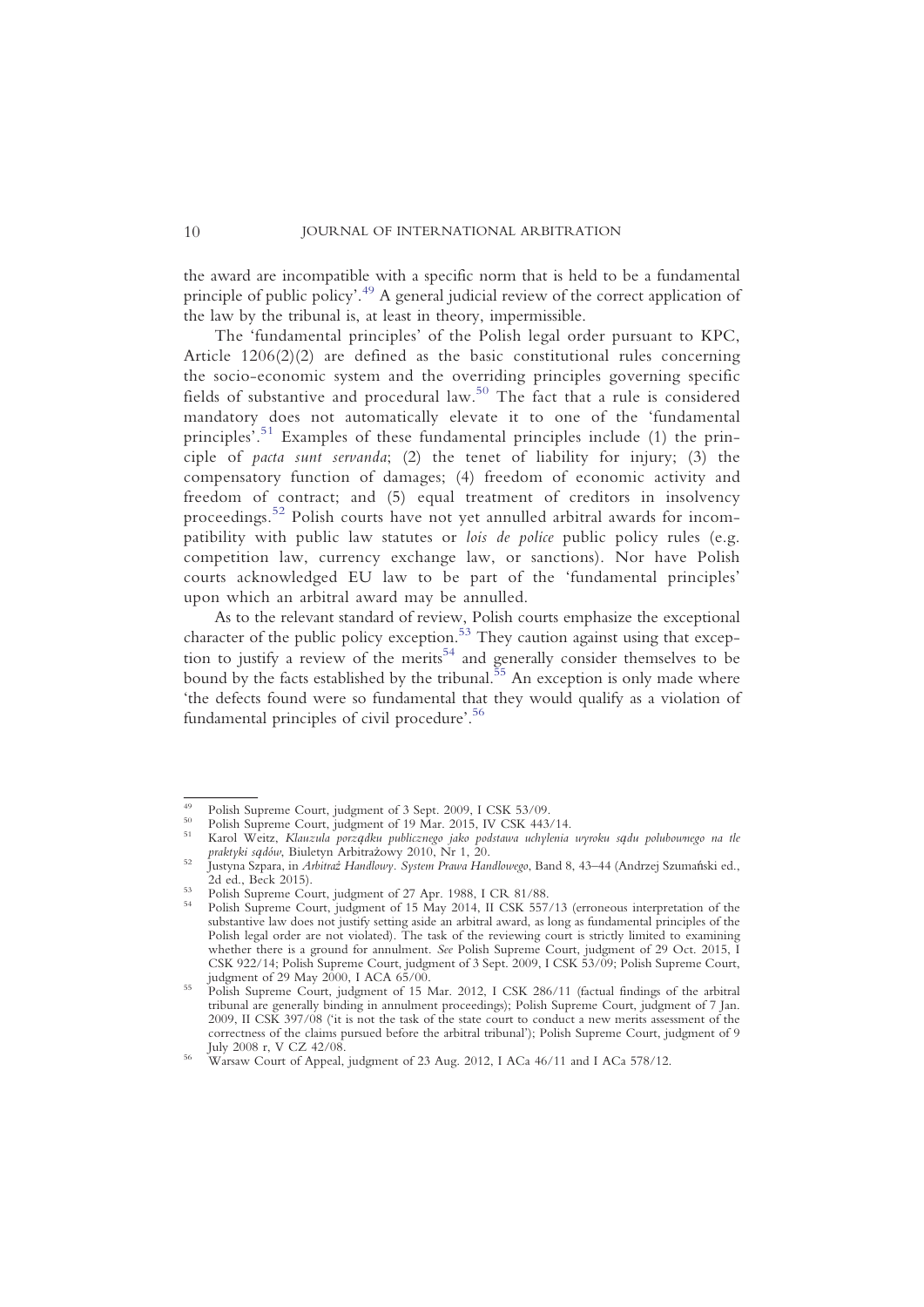the award are incompatible with a specific norm that is held to be a fundamental principle of public policy'.[49] A general judicial review of the correct application of the law by the tribunal is, at least in theory, impermissible.

The 'fundamental principles' of the Polish legal order pursuant to KPC, Article 1206(2)(2) are defined as the basic constitutional rules concerning the socio-economic system and the overriding principles governing specific fields of substantive and procedural law.[50] The fact that a rule is considered mandatory does not automatically elevate it to one of the 'fundamental principles'.[51] Examples of these fundamental principles include (1) the principle of *pacta sunt servanda*; (2) the tenet of liability for injury; (3) the compensatory function of damages; (4) freedom of economic activity and freedom of contract; and (5) equal treatment of creditors in insolvency proceedings.[52] Polish courts have not yet annulled arbitral awards for incompatibility with public law statutes or *lois de police* public policy rules (e.g. competition law, currency exchange law, or sanctions). Nor have Polish courts acknowledged EU law to be part of the 'fundamental principles' upon which an arbitral award may be annulled.

As to the relevant standard of review, Polish courts emphasize the exceptional character of the public policy exception.[53] They caution against using that exception to justify a review of the merits[54] and generally consider themselves to be bound by the facts established by the tribunal.[55] An exception is only made where 'the defects found were so fundamental that they would qualify as a violation of fundamental principles of civil procedure'.[56]

---

[49] Polish Supreme Court, judgment of 3 Sept. 2009, I CSK 53/09.

[50] Polish Supreme Court, judgment of 19 Mar. 2015, IV CSK 443/14.

[51] Karol Weitz, *Klauzula porządku publicznego jako podstawa uchylenia wyroku sądu polubownego na tle praktyki sądów*, Biuletyn Arbitrażowy 2010, Nr 1, 20.

[52] Justyna Szpara, in *Arbitraż Handlowy. System Prawa Handlowego*, Band 8, 43–44 (Andrzej Szumański ed., 2d ed., Beck 2015).

[53] Polish Supreme Court, judgment of 27 Apr. 1988, I CR 81/88.

[54] Polish Supreme Court, judgment of 15 May 2014, II CSK 557/13 (erroneous interpretation of the substantive law does not justify setting aside an arbitral award, as long as fundamental principles of the Polish legal order are not violated). The task of the reviewing court is strictly limited to examining whether there is a ground for annulment. *See* Polish Supreme Court, judgment of 29 Oct. 2015, I CSK 922/14; Polish Supreme Court, judgment of 3 Sept. 2009, I CSK 53/09; Polish Supreme Court, judgment of 29 May 2000, I ACA 65/00.

[55] Polish Supreme Court, judgment of 15 Mar. 2012, I CSK 286/11 (factual findings of the arbitral tribunal are generally binding in annulment proceedings); Polish Supreme Court, judgment of 7 Jan. 2009, II CSK 397/08 ('it is not the task of the state court to conduct a new merits assessment of the correctness of the claims pursued before the arbitral tribunal'); Polish Supreme Court, judgment of 9 July 2008 r, V CZ 42/08.

[56] Warsaw Court of Appeal, judgment of 23 Aug. 2012, I ACa 46/11 and I ACa 578/12.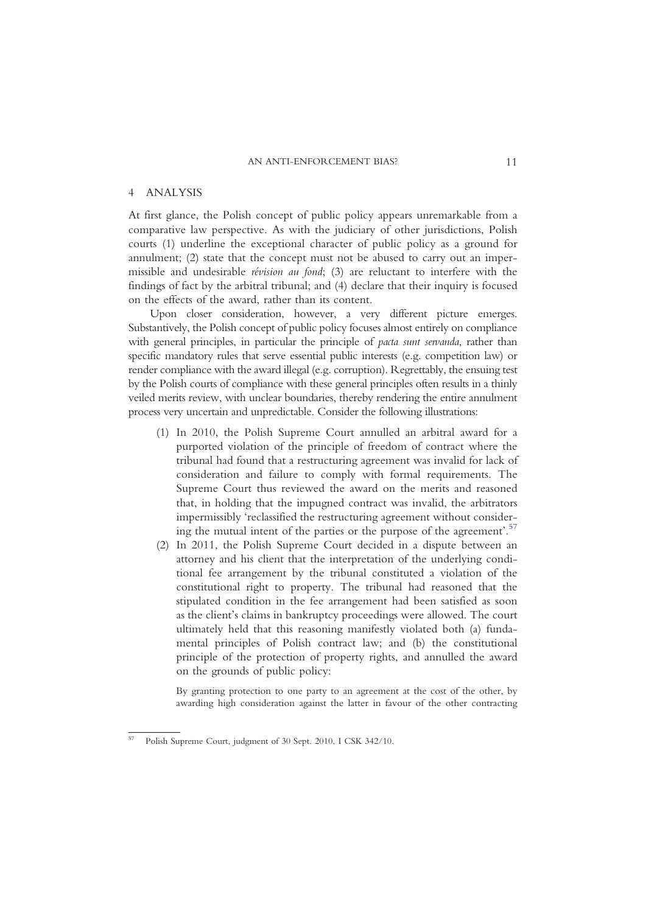## 4 ANALYSIS

At first glance, the Polish concept of public policy appears unremarkable from a comparative law perspective. As with the judiciary of other jurisdictions, Polish courts (1) underline the exceptional character of public policy as a ground for annulment; (2) state that the concept must not be abused to carry out an impermissible and undesirable *révision au fond*; (3) are reluctant to interfere with the findings of fact by the arbitral tribunal; and (4) declare that their inquiry is focused on the effects of the award, rather than its content.

Upon closer consideration, however, a very different picture emerges. Substantively, the Polish concept of public policy focuses almost entirely on compliance with general principles, in particular the principle of *pacta sunt servanda*, rather than specific mandatory rules that serve essential public interests (e.g. competition law) or render compliance with the award illegal (e.g. corruption). Regrettably, the ensuing test by the Polish courts of compliance with these general principles often results in a thinly veiled merits review, with unclear boundaries, thereby rendering the entire annulment process very uncertain and unpredictable. Consider the following illustrations:

(1) In 2010, the Polish Supreme Court annulled an arbitral award for a purported violation of the principle of freedom of contract where the tribunal had found that a restructuring agreement was invalid for lack of consideration and failure to comply with formal requirements. The Supreme Court thus reviewed the award on the merits and reasoned that, in holding that the impugned contract was invalid, the arbitrators impermissibly 'reclassified the restructuring agreement without considering the mutual intent of the parties or the purpose of the agreement'.[57]

(2) In 2011, the Polish Supreme Court decided in a dispute between an attorney and his client that the interpretation of the underlying conditional fee arrangement by the tribunal constituted a violation of the constitutional right to property. The tribunal had reasoned that the stipulated condition in the fee arrangement had been satisfied as soon as the client's claims in bankruptcy proceedings were allowed. The court ultimately held that this reasoning manifestly violated both (a) fundamental principles of Polish contract law; and (b) the constitutional principle of the protection of property rights, and annulled the award on the grounds of public policy:

> By granting protection to one party to an agreement at the cost of the other, by awarding high consideration against the latter in favour of the other contracting

---

[57] Polish Supreme Court, judgment of 30 Sept. 2010, I CSK 342/10.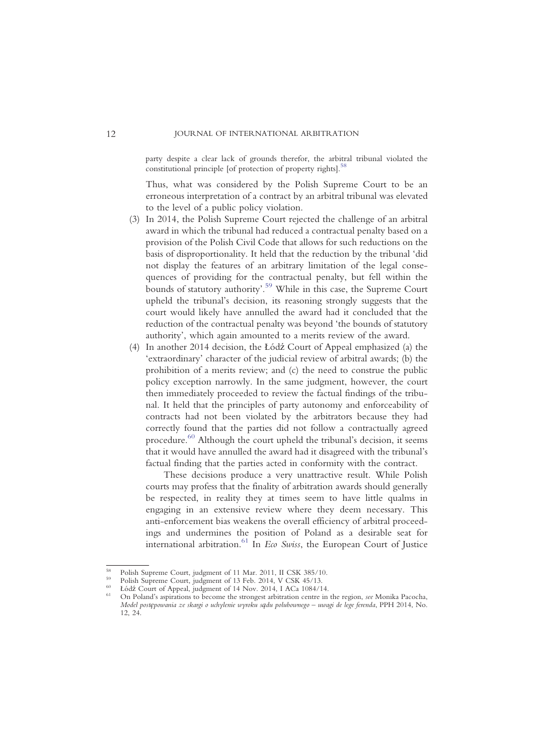party despite a clear lack of grounds therefor, the arbitral tribunal violated the constitutional principle [of protection of property rights].[58]

Thus, what was considered by the Polish Supreme Court to be an erroneous interpretation of a contract by an arbitral tribunal was elevated to the level of a public policy violation.

(3) In 2014, the Polish Supreme Court rejected the challenge of an arbitral award in which the tribunal had reduced a contractual penalty based on a provision of the Polish Civil Code that allows for such reductions on the basis of disproportionality. It held that the reduction by the tribunal 'did not display the features of an arbitrary limitation of the legal consequences of providing for the contractual penalty, but fell within the bounds of statutory authority'.[59] While in this case, the Supreme Court upheld the tribunal's decision, its reasoning strongly suggests that the court would likely have annulled the award had it concluded that the reduction of the contractual penalty was beyond 'the bounds of statutory authority', which again amounted to a merits review of the award.

(4) In another 2014 decision, the Łódź Court of Appeal emphasized (a) the 'extraordinary' character of the judicial review of arbitral awards; (b) the prohibition of a merits review; and (c) the need to construe the public policy exception narrowly. In the same judgment, however, the court then immediately proceeded to review the factual findings of the tribunal. It held that the principles of party autonomy and enforceability of contracts had not been violated by the arbitrators because they had correctly found that the parties did not follow a contractually agreed procedure.[60] Although the court upheld the tribunal's decision, it seems that it would have annulled the award had it disagreed with the tribunal's factual finding that the parties acted in conformity with the contract.

These decisions produce a very unattractive result. While Polish courts may profess that the finality of arbitration awards should generally be respected, in reality they at times seem to have little qualms in engaging in an extensive review where they deem necessary. This anti-enforcement bias weakens the overall efficiency of arbitral proceedings and undermines the position of Poland as a desirable seat for international arbitration.[61] In *Eco Swiss*, the European Court of Justice

---

[58] Polish Supreme Court, judgment of 11 Mar. 2011, II CSK 385/10.

[59] Polish Supreme Court, judgment of 13 Feb. 2014, V CSK 45/13.

[60] Łódź Court of Appeal, judgment of 14 Nov. 2014, I ACa 1084/14.

[61] On Poland's aspirations to become the strongest arbitration centre in the region, *see* Monika Pacocha, *Model postępowania ze skargi o uchylenie wyroku sądu polubownego – uwagi de lege ferenda*, PPH 2014, No. 12, 24.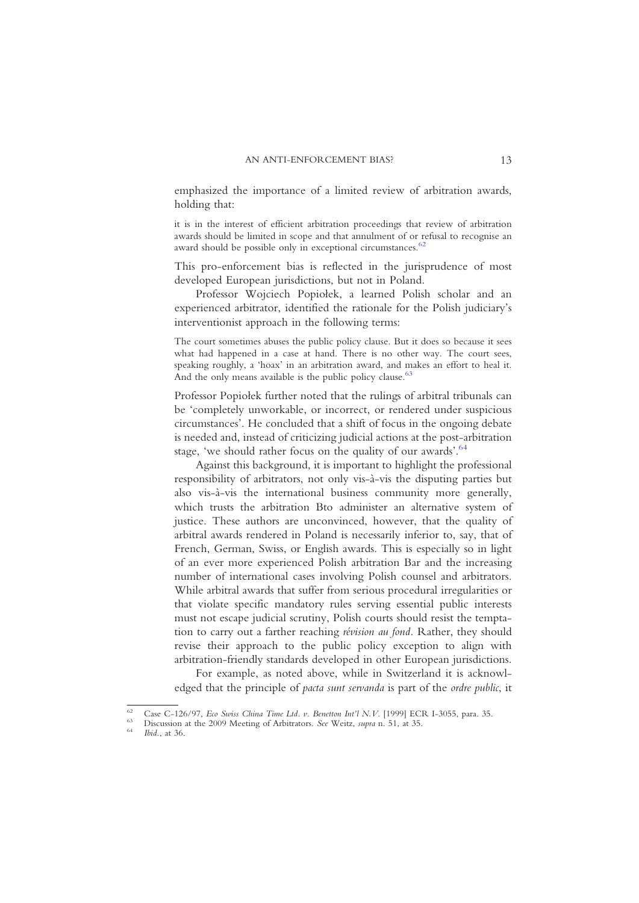emphasized the importance of a limited review of arbitration awards, holding that:

> it is in the interest of efficient arbitration proceedings that review of arbitration awards should be limited in scope and that annulment of or refusal to recognise an award should be possible only in exceptional circumstances.[62]

This pro-enforcement bias is reflected in the jurisprudence of most developed European jurisdictions, but not in Poland.

Professor Wojciech Popiołek, a learned Polish scholar and an experienced arbitrator, identified the rationale for the Polish judiciary's interventionist approach in the following terms:

> The court sometimes abuses the public policy clause. But it does so because it sees what had happened in a case at hand. There is no other way. The court sees, speaking roughly, a 'hoax' in an arbitration award, and makes an effort to heal it. And the only means available is the public policy clause.[63]

Professor Popiołek further noted that the rulings of arbitral tribunals can be 'completely unworkable, or incorrect, or rendered under suspicious circumstances'. He concluded that a shift of focus in the ongoing debate is needed and, instead of criticizing judicial actions at the post-arbitration stage, 'we should rather focus on the quality of our awards'.[64]

Against this background, it is important to highlight the professional responsibility of arbitrators, not only vis-à-vis the disputing parties but also vis-à-vis the international business community more generally, which trusts the arbitration Bto administer an alternative system of justice. These authors are unconvinced, however, that the quality of arbitral awards rendered in Poland is necessarily inferior to, say, that of French, German, Swiss, or English awards. This is especially so in light of an ever more experienced Polish arbitration Bar and the increasing number of international cases involving Polish counsel and arbitrators. While arbitral awards that suffer from serious procedural irregularities or that violate specific mandatory rules serving essential public interests must not escape judicial scrutiny, Polish courts should resist the temptation to carry out a farther reaching *révision au fond*. Rather, they should revise their approach to the public policy exception to align with arbitration-friendly standards developed in other European jurisdictions.

For example, as noted above, while in Switzerland it is acknowledged that the principle of *pacta sunt servanda* is part of the *ordre public*, it

---

[62] Case C-126/97, *Eco Swiss China Time Ltd. v. Benetton Int'l N.V.* [1999] ECR I-3055, para. 35.

[63] Discussion at the 2009 Meeting of Arbitrators. *See* Weitz, *supra* n. 51, at 35.

[64] *Ibid.*, at 36.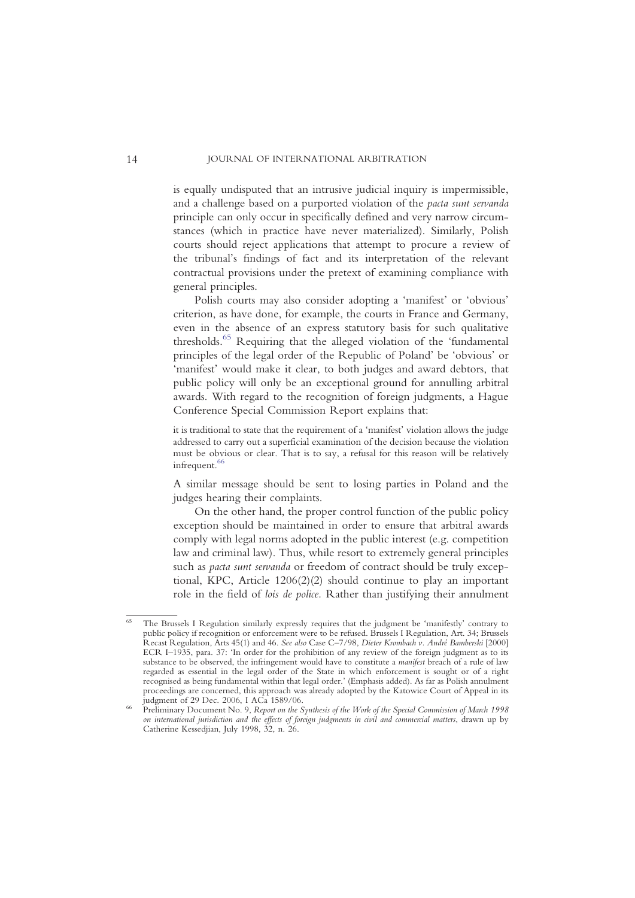is equally undisputed that an intrusive judicial inquiry is impermissible, and a challenge based on a purported violation of the *pacta sunt servanda* principle can only occur in specifically defined and very narrow circumstances (which in practice have never materialized). Similarly, Polish courts should reject applications that attempt to procure a review of the tribunal's findings of fact and its interpretation of the relevant contractual provisions under the pretext of examining compliance with general principles.

Polish courts may also consider adopting a 'manifest' or 'obvious' criterion, as have done, for example, the courts in France and Germany, even in the absence of an express statutory basis for such qualitative thresholds.[65] Requiring that the alleged violation of the 'fundamental principles of the legal order of the Republic of Poland' be 'obvious' or 'manifest' would make it clear, to both judges and award debtors, that public policy will only be an exceptional ground for annulling arbitral awards. With regard to the recognition of foreign judgments, a Hague Conference Special Commission Report explains that:

> it is traditional to state that the requirement of a 'manifest' violation allows the judge addressed to carry out a superficial examination of the decision because the violation must be obvious or clear. That is to say, a refusal for this reason will be relatively infrequent.[66]

A similar message should be sent to losing parties in Poland and the judges hearing their complaints.

On the other hand, the proper control function of the public policy exception should be maintained in order to ensure that arbitral awards comply with legal norms adopted in the public interest (e.g. competition law and criminal law). Thus, while resort to extremely general principles such as *pacta sunt servanda* or freedom of contract should be truly exceptional, KPC, Article 1206(2)(2) should continue to play an important role in the field of *lois de police*. Rather than justifying their annulment

---

[65] The Brussels I Regulation similarly expressly requires that the judgment be 'manifestly' contrary to public policy if recognition or enforcement were to be refused. Brussels I Regulation, Art. 34; Brussels Recast Regulation, Arts 45(1) and 46. *See also* Case C–7/98, *Dieter Krombach v. André Bamberski* [2000] ECR I–1935, para. 37: 'In order for the prohibition of any review of the foreign judgment as to its substance to be observed, the infringement would have to constitute a *manifest* breach of a rule of law regarded as essential in the legal order of the State in which enforcement is sought or of a right recognised as being fundamental within that legal order.' (Emphasis added). As far as Polish annulment proceedings are concerned, this approach was already adopted by the Katowice Court of Appeal in its judgment of 29 Dec. 2006, I ACa 1589/06.

[66] Preliminary Document No. 9, *Report on the Synthesis of the Work of the Special Commission of March 1998 on international jurisdiction and the effects of foreign judgments in civil and commercial matters*, drawn up by Catherine Kessedjian, July 1998, 32, n. 26.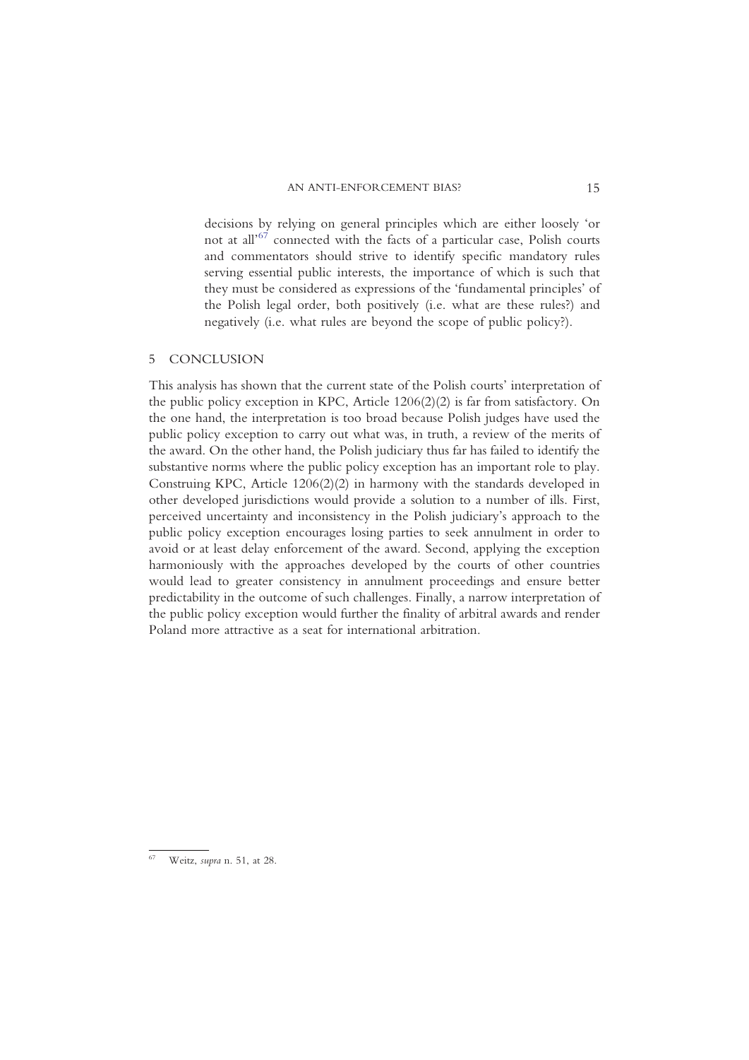decisions by relying on general principles which are either loosely 'or not at all'[67] connected with the facts of a particular case, Polish courts and commentators should strive to identify specific mandatory rules serving essential public interests, the importance of which is such that they must be considered as expressions of the 'fundamental principles' of the Polish legal order, both positively (i.e. what are these rules?) and negatively (i.e. what rules are beyond the scope of public policy?).

## 5 CONCLUSION

This analysis has shown that the current state of the Polish courts' interpretation of the public policy exception in KPC, Article 1206(2)(2) is far from satisfactory. On the one hand, the interpretation is too broad because Polish judges have used the public policy exception to carry out what was, in truth, a review of the merits of the award. On the other hand, the Polish judiciary thus far has failed to identify the substantive norms where the public policy exception has an important role to play. Construing KPC, Article 1206(2)(2) in harmony with the standards developed in other developed jurisdictions would provide a solution to a number of ills. First, perceived uncertainty and inconsistency in the Polish judiciary's approach to the public policy exception encourages losing parties to seek annulment in order to avoid or at least delay enforcement of the award. Second, applying the exception harmoniously with the approaches developed by the courts of other countries would lead to greater consistency in annulment proceedings and ensure better predictability in the outcome of such challenges. Finally, a narrow interpretation of the public policy exception would further the finality of arbitral awards and render Poland more attractive as a seat for international arbitration.

---

[67] Weitz, *supra* n. 51, at 28.